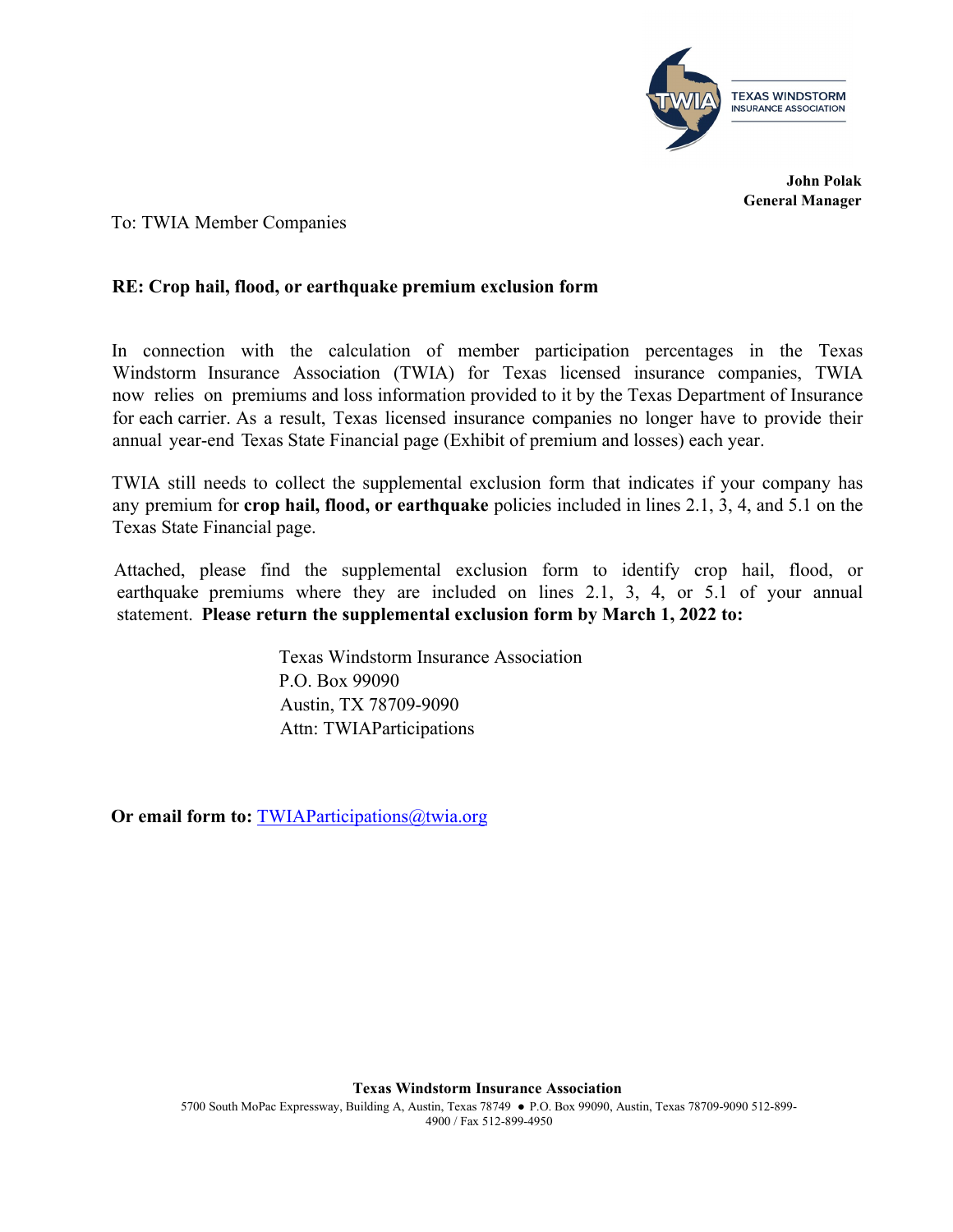TEXAS WINDSTORM INSURANCE ASSOCIATION

**John Polak**
**General Manager**

To: TWIA Member Companies

**RE: Crop hail, flood, or earthquake premium exclusion form**

In connection with the calculation of member participation percentages in the Texas Windstorm Insurance Association (TWIA) for Texas licensed insurance companies, TWIA now relies on premiums and loss information provided to it by the Texas Department of Insurance for each carrier. As a result, Texas licensed insurance companies no longer have to provide their annual year-end Texas State Financial page (Exhibit of premium and losses) each year.

TWIA still needs to collect the supplemental exclusion form that indicates if your company has any premium for **crop hail, flood, or earthquake** policies included in lines 2.1, 3, 4, and 5.1 on the Texas State Financial page.

Attached, please find the supplemental exclusion form to identify crop hail, flood, or earthquake premiums where they are included on lines 2.1, 3, 4, or 5.1 of your annual statement. **Please return the supplemental exclusion form by March 1, 2022 to:**

Texas Windstorm Insurance Association
P.O. Box 99090
Austin, TX 78709-9090
Attn: TWIAParticipations

**Or email form to:** TWIAParticipations@twia.org

**Texas Windstorm Insurance Association**
5700 South MoPac Expressway, Building A, Austin, Texas 78749 ● P.O. Box 99090, Austin, Texas 78709-9090 512-899-4900 / Fax 512-899-4950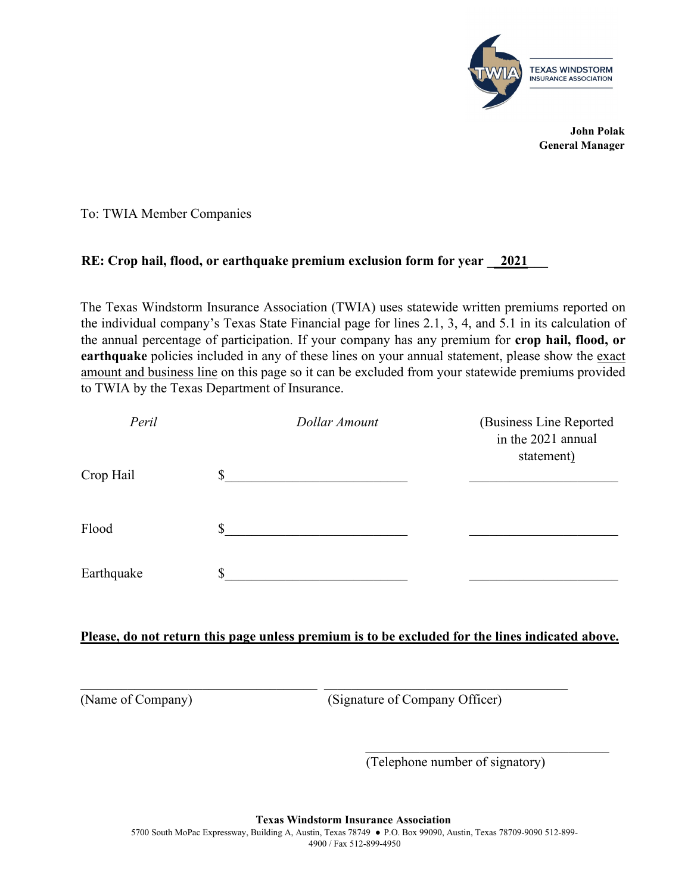TEXAS WINDSTORM INSURANCE ASSOCIATION

**John Polak**
**General Manager**

To: TWIA Member Companies

**RE: Crop hail, flood, or earthquake premium exclusion form for year 2021**

The Texas Windstorm Insurance Association (TWIA) uses statewide written premiums reported on the individual company's Texas State Financial page for lines 2.1, 3, 4, and 5.1 in its calculation of the annual percentage of participation. If your company has any premium for **crop hail, flood, or earthquake** policies included in any of these lines on your annual statement, please show the exact amount and business line on this page so it can be excluded from your statewide premiums provided to TWIA by the Texas Department of Insurance.

| *Peril* | *Dollar Amount* | (Business Line Reported in the 2021 annual statement) |
| --- | --- | --- |
| Crop Hail | $\_\_\_\_\_\_\_\_\_\_\_\_\_\_\_\_ | \_\_\_\_\_\_\_\_\_\_\_\_\_\_\_\_ |
| Flood | $\_\_\_\_\_\_\_\_\_\_\_\_\_\_\_\_ | \_\_\_\_\_\_\_\_\_\_\_\_\_\_\_\_ |
| Earthquake | $\_\_\_\_\_\_\_\_\_\_\_\_\_\_\_\_ | \_\_\_\_\_\_\_\_\_\_\_\_\_\_\_\_ |

**Please, do not return this page unless premium is to be excluded for the lines indicated above.**

\_\_\_\_\_\_\_\_\_\_\_\_\_\_\_\_\_\_\_\_\_\_\_\_\_\_\_\_ \_\_\_\_\_\_\_\_\_\_\_\_\_\_\_\_\_\_\_\_\_\_\_\_\_\_\_\_
(Name of Company) (Signature of Company Officer)

\_\_\_\_\_\_\_\_\_\_\_\_\_\_\_\_\_\_\_\_\_\_\_\_\_\_\_\_
(Telephone number of signatory)

**Texas Windstorm Insurance Association**
5700 South MoPac Expressway, Building A, Austin, Texas 78749 ● P.O. Box 99090, Austin, Texas 78709-9090 512-899-4900 / Fax 512-899-4950